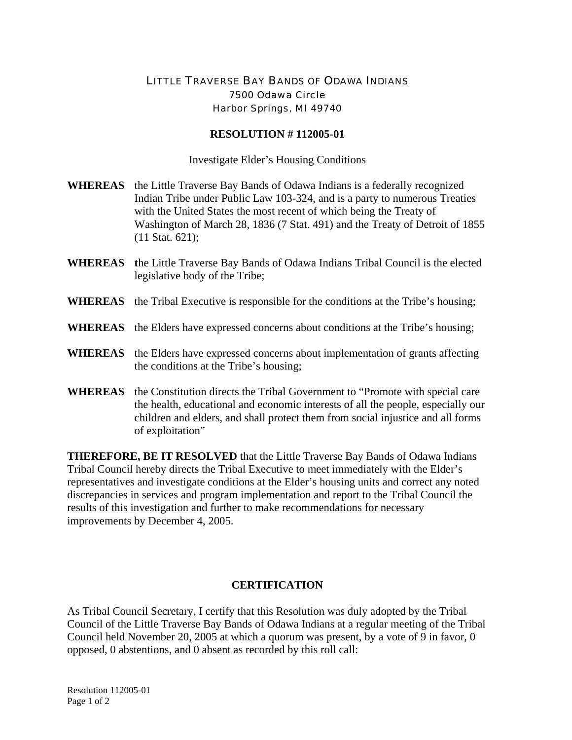# LITTLE TRAVERSE BAY BANDS OF ODAWA INDIANS

7500 Odawa Circle
Harbor Springs, MI 49740

## RESOLUTION # 112005-01

Investigate Elder's Housing Conditions

**WHEREAS** the Little Traverse Bay Bands of Odawa Indians is a federally recognized Indian Tribe under Public Law 103-324, and is a party to numerous Treaties with the United States the most recent of which being the Treaty of Washington of March 28, 1836 (7 Stat. 491) and the Treaty of Detroit of 1855 (11 Stat. 621);

**WHEREAS** the Little Traverse Bay Bands of Odawa Indians Tribal Council is the elected legislative body of the Tribe;

**WHEREAS** the Tribal Executive is responsible for the conditions at the Tribe's housing;

**WHEREAS** the Elders have expressed concerns about conditions at the Tribe's housing;

**WHEREAS** the Elders have expressed concerns about implementation of grants affecting the conditions at the Tribe's housing;

**WHEREAS** the Constitution directs the Tribal Government to "Promote with special care the health, educational and economic interests of all the people, especially our children and elders, and shall protect them from social injustice and all forms of exploitation"

**THEREFORE, BE IT RESOLVED** that the Little Traverse Bay Bands of Odawa Indians Tribal Council hereby directs the Tribal Executive to meet immediately with the Elder's representatives and investigate conditions at the Elder's housing units and correct any noted discrepancies in services and program implementation and report to the Tribal Council the results of this investigation and further to make recommendations for necessary improvements by December 4, 2005.

## CERTIFICATION

As Tribal Council Secretary, I certify that this Resolution was duly adopted by the Tribal Council of the Little Traverse Bay Bands of Odawa Indians at a regular meeting of the Tribal Council held November 20, 2005 at which a quorum was present, by a vote of 9 in favor, 0 opposed, 0 abstentions, and 0 absent as recorded by this roll call: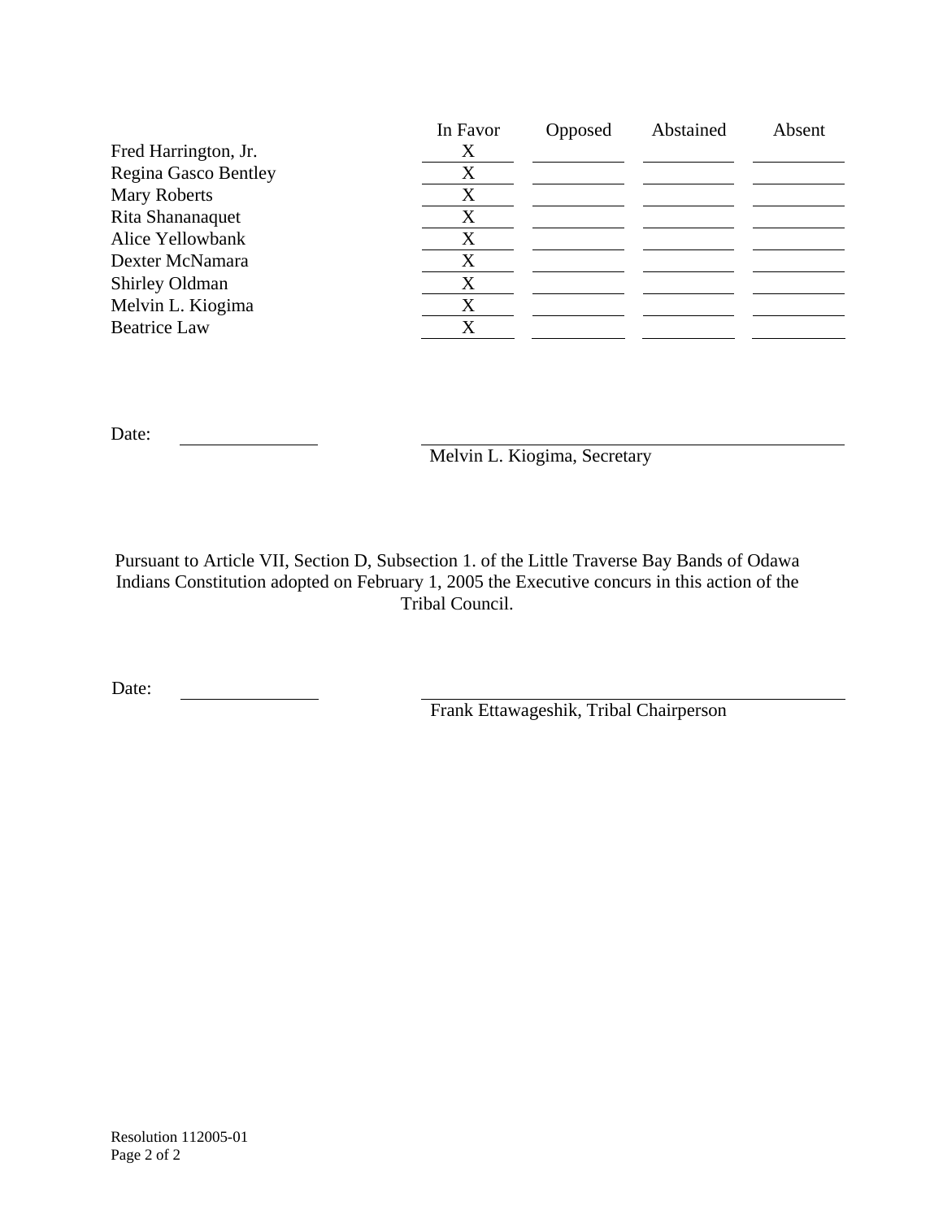| | In Favor | Opposed | Abstained | Absent |
|---|---|---|---|---|
| Fred Harrington, Jr. | X | | | |
| Regina Gasco Bentley | X | | | |
| Mary Roberts | X | | | |
| Rita Shananaquet | X | | | |
| Alice Yellowbank | X | | | |
| Dexter McNamara | X | | | |
| Shirley Oldman | X | | | |
| Melvin L. Kiogima | X | | | |
| Beatrice Law | X | | | |

Date: ______________

______________________________
Melvin L. Kiogima, Secretary

Pursuant to Article VII, Section D, Subsection 1. of the Little Traverse Bay Bands of Odawa Indians Constitution adopted on February 1, 2005 the Executive concurs in this action of the Tribal Council.

Date: ______________

______________________________
Frank Ettawageshik, Tribal Chairperson

Resolution 112005-01